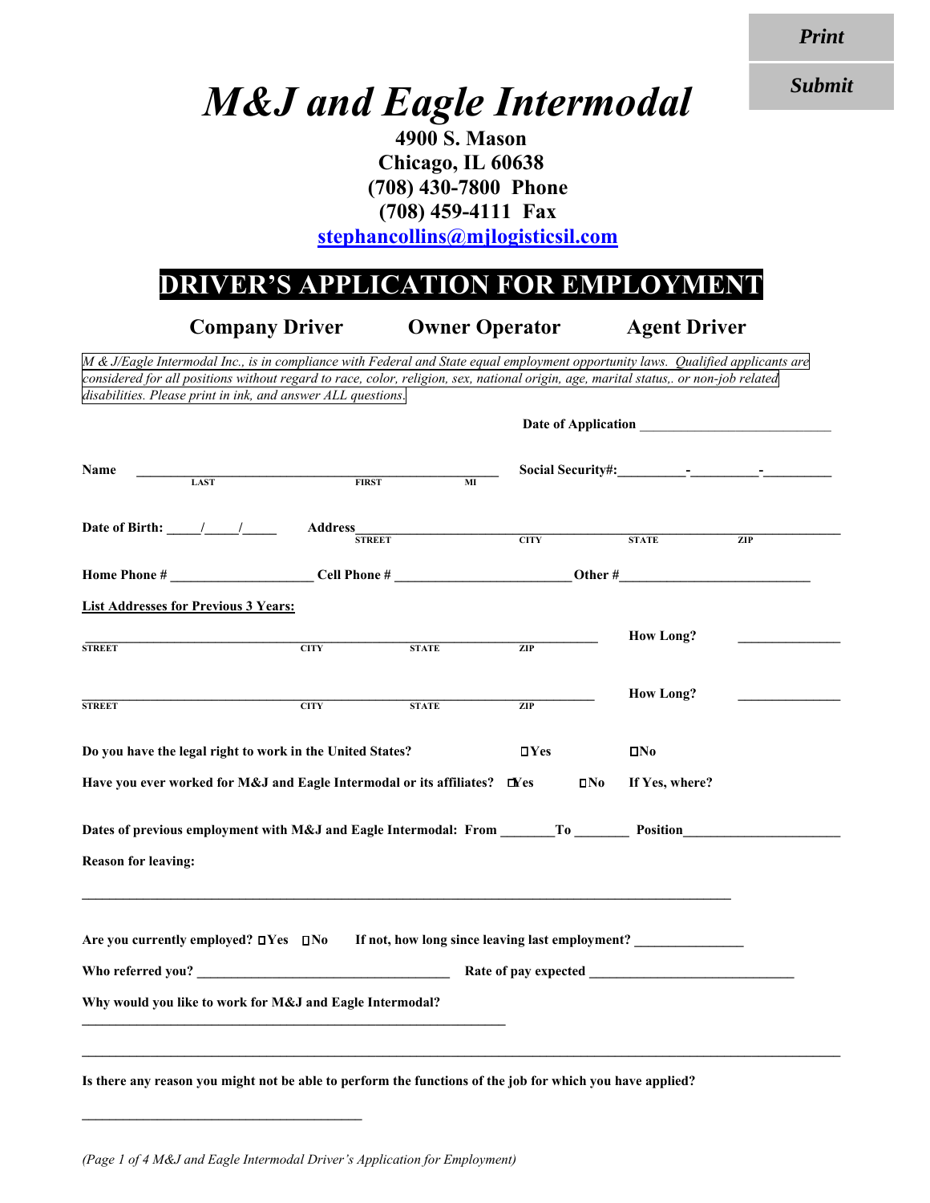Print

Submit

# M&J and Eagle Intermodal

**4900 S. Mason**
**Chicago, IL 60638**
**(708) 430-7800 Phone**
**(708) 459-4111 Fax**
**stephancollins@mjlogisticsil.com**

## DRIVER'S APPLICATION FOR EMPLOYMENT

**Company Driver** **Owner Operator** **Agent Driver**

*M & J/Eagle Intermodal Inc., is in compliance with Federal and State equal employment opportunity laws. Qualified applicants are considered for all positions without regard to race, color, religion, sex, national origin, age, marital status,. or non-job related disabilities. Please print in ink, and answer ALL questions.*

**Date of Application** ____________________________

**Name** ____________________________________________________ (LAST / FIRST / MI) **Social Security#:**_________-_________-_________

**Date of Birth:** _____/_____/_____ **Address**______________________________ (STREET / CITY / STATE / ZIP)

**Home Phone #** ____________________ **Cell Phone #** _________________________ **Other #**___________________________

**List Addresses for Previous 3 Years:**

______________________________________________ (STREET / CITY / STATE / ZIP) **How Long?** _______________

______________________________________________ (STREET / CITY / STATE / ZIP) **How Long?** _______________

**Do you have the legal right to work in the United States?** ☐Yes ☐No

**Have you ever worked for M&J and Eagle Intermodal or its affiliates?** ☐Yes ☐No **If Yes, where?**

**Dates of previous employment with M&J and Eagle Intermodal: From** ________**To** ________ **Position**______________________

**Reason for leaving:**

________________________________________________________________________________

**Are you currently employed?** ☐Yes ☐No **If not, how long since leaving last employment?** _______________

**Who referred you?** ____________________________________ **Rate of pay expected** _____________________________

**Why would you like to work for M&J and Eagle Intermodal?**

______________________________________________________________

________________________________________________________________________________

**Is there any reason you might not be able to perform the functions of the job for which you have applied?**

________________________________________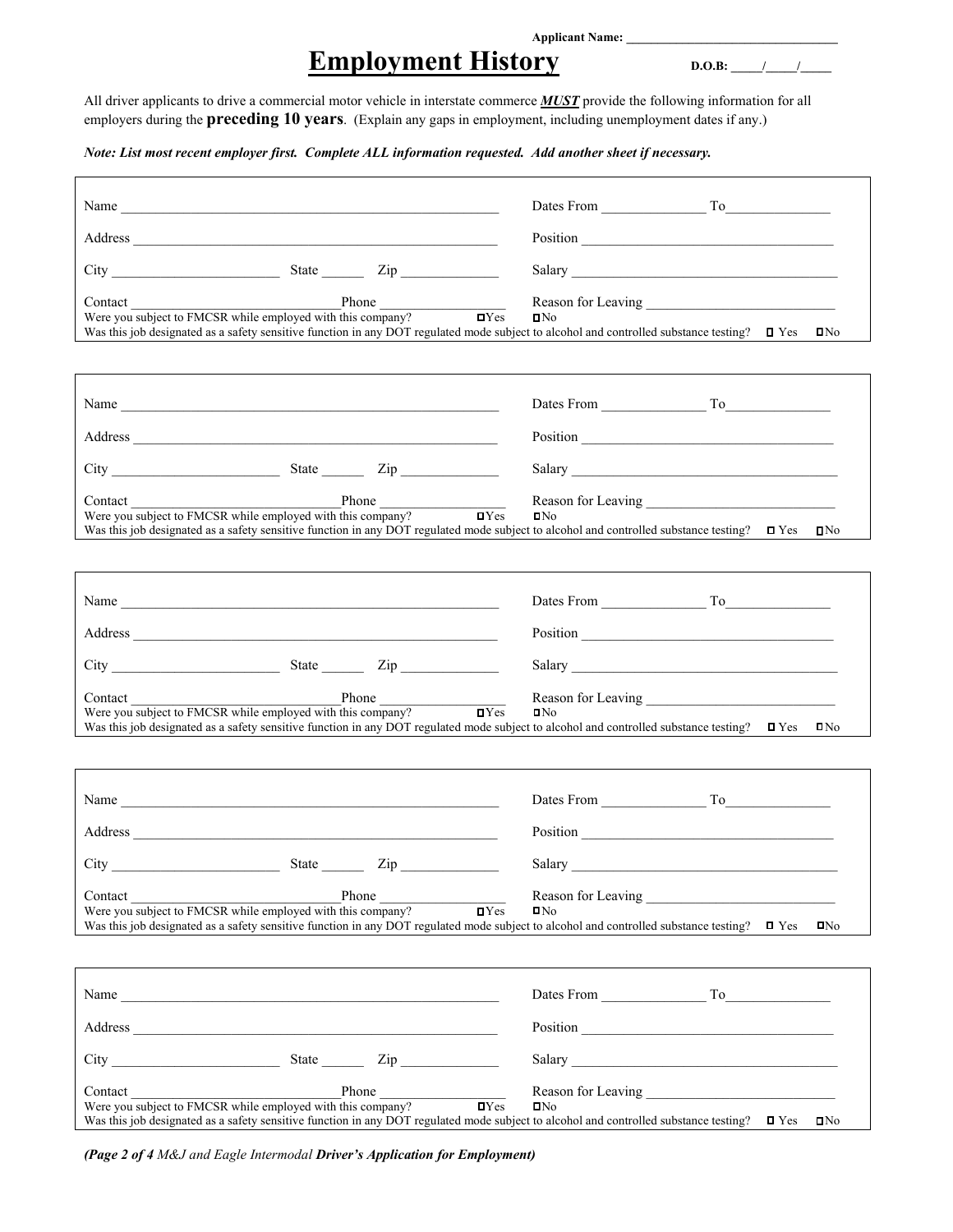Applicant Name: ________________________________

# Employment History

D.O.B: _____/_____/_____

All driver applicants to drive a commercial motor vehicle in interstate commerce ***MUST*** provide the following information for all employers during the **preceding 10 years**. (Explain any gaps in employment, including unemployment dates if any.)

***Note: List most recent employer first. Complete ALL information requested. Add another sheet if necessary.***

---

Name ______________________________________________________ Dates From ______________ To______________

Address ____________________________________________________ Position ___________________________________

City _______________________ State ______ Zip _____________ Salary _______________________________________

Contact _____________________________Phone __________________ Reason for Leaving __________________________

Were you subject to FMCSR while employed with this company? ☐Yes ☐No

Was this job designated as a safety sensitive function in any DOT regulated mode subject to alcohol and controlled substance testing? ☐ Yes ☐No

---

Name ______________________________________________________ Dates From ______________ To______________

Address ____________________________________________________ Position ___________________________________

City _______________________ State ______ Zip _____________ Salary _______________________________________

Contact _____________________________Phone __________________ Reason for Leaving __________________________

Were you subject to FMCSR while employed with this company? ☐Yes ☐No

Was this job designated as a safety sensitive function in any DOT regulated mode subject to alcohol and controlled substance testing? ☐ Yes ☐No

---

Name ______________________________________________________ Dates From ______________ To______________

Address ____________________________________________________ Position ___________________________________

City _______________________ State ______ Zip _____________ Salary _______________________________________

Contact _____________________________Phone __________________ Reason for Leaving __________________________

Were you subject to FMCSR while employed with this company? ☐Yes ☐No

Was this job designated as a safety sensitive function in any DOT regulated mode subject to alcohol and controlled substance testing? ☐ Yes ☐No

---

Name ______________________________________________________ Dates From ______________ To______________

Address ____________________________________________________ Position ___________________________________

City _______________________ State ______ Zip _____________ Salary _______________________________________

Contact _____________________________Phone __________________ Reason for Leaving __________________________

Were you subject to FMCSR while employed with this company? ☐Yes ☐No

Was this job designated as a safety sensitive function in any DOT regulated mode subject to alcohol and controlled substance testing? ☐ Yes ☐No

---

Name ______________________________________________________ Dates From ______________ To______________

Address ____________________________________________________ Position ___________________________________

City _______________________ State ______ Zip _____________ Salary _______________________________________

Contact _____________________________Phone __________________ Reason for Leaving __________________________

Were you subject to FMCSR while employed with this company? ☐Yes ☐No

Was this job designated as a safety sensitive function in any DOT regulated mode subject to alcohol and controlled substance testing? ☐ Yes ☐No

---

***(Page 2 of 4** M&J and Eagle Intermodal **Driver's Application for Employment)***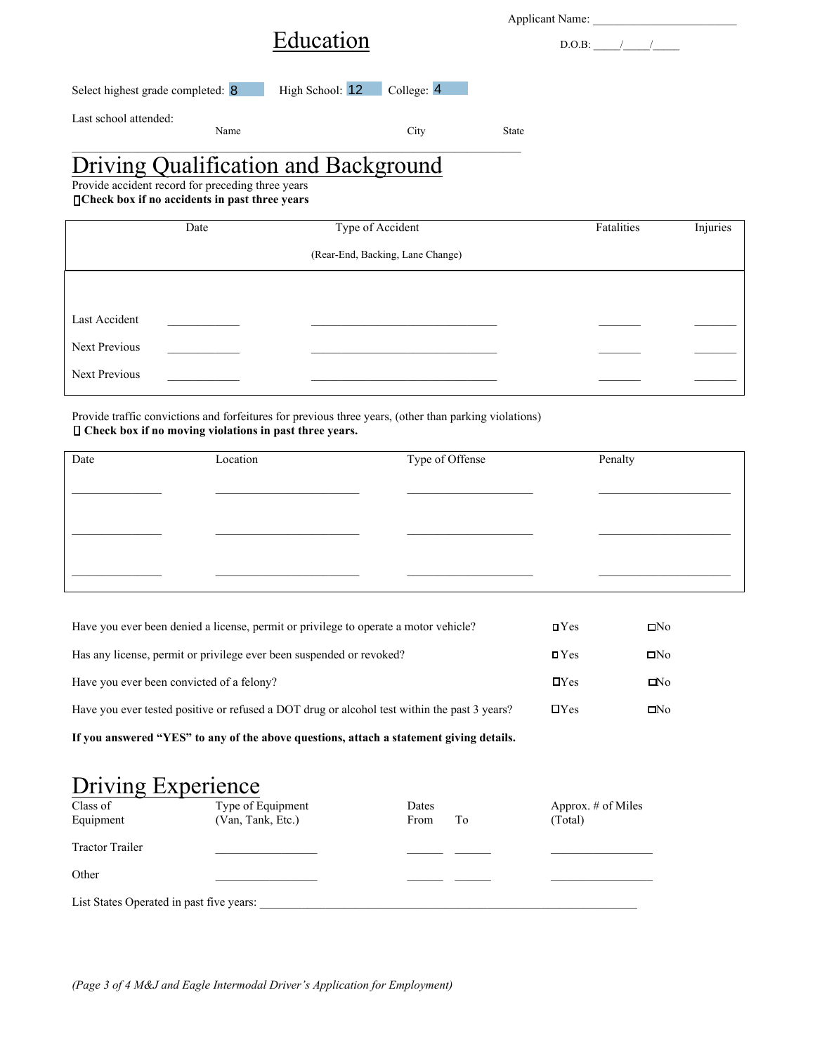Applicant Name: ______________________

D.O.B: _____/_____/_____

# Education

Select highest grade completed: 8 High School: 12 College: 4

Last school attended:

| Name | City | State |
|---|---|---|
| | | |

# Driving Qualification and Background

Provide accident record for preceding three years

☐ **Check box if no accidents in past three years**

| | Date | Type of Accident (Rear-End, Backing, Lane Change) | Fatalities | Injuries |
|---|---|---|---|---|
| Last Accident | ________ | ____________________ | ______ | ______ |
| Next Previous | ________ | ____________________ | ______ | ______ |
| Next Previous | ________ | ____________________ | ______ | ______ |

Provide traffic convictions and forfeitures for previous three years, (other than parking violations)

☐ **Check box if no moving violations in past three years.**

| Date | Location | Type of Offense | Penalty |
|---|---|---|---|
| ________ | ____________ | ____________ | ____________ |
| ________ | ____________ | ____________ | ____________ |
| ________ | ____________ | ____________ | ____________ |

Have you ever been denied a license, permit or privilege to operate a motor vehicle? ☐ Yes ☐ No

Has any license, permit or privilege ever been suspended or revoked? ☐ Yes ☐ No

Have you ever been convicted of a felony? ☐ Yes ☐ No

Have you ever tested positive or refused a DOT drug or alcohol test within the past 3 years? ☐ Yes ☐ No

**If you answered "YES" to any of the above questions, attach a statement giving details.**

# Driving Experience

| Class of Equipment | Type of Equipment (Van, Tank, Etc.) | Dates From | To | Approx. # of Miles (Total) |
|---|---|---|---|---|
| Tractor Trailer | ____________ | ______ | ______ | ____________ |
| Other | ____________ | ______ | ______ | ____________ |

List States Operated in past five years: ______________________________________________

*(Page 3 of 4 M&J and Eagle Intermodal Driver's Application for Employment)*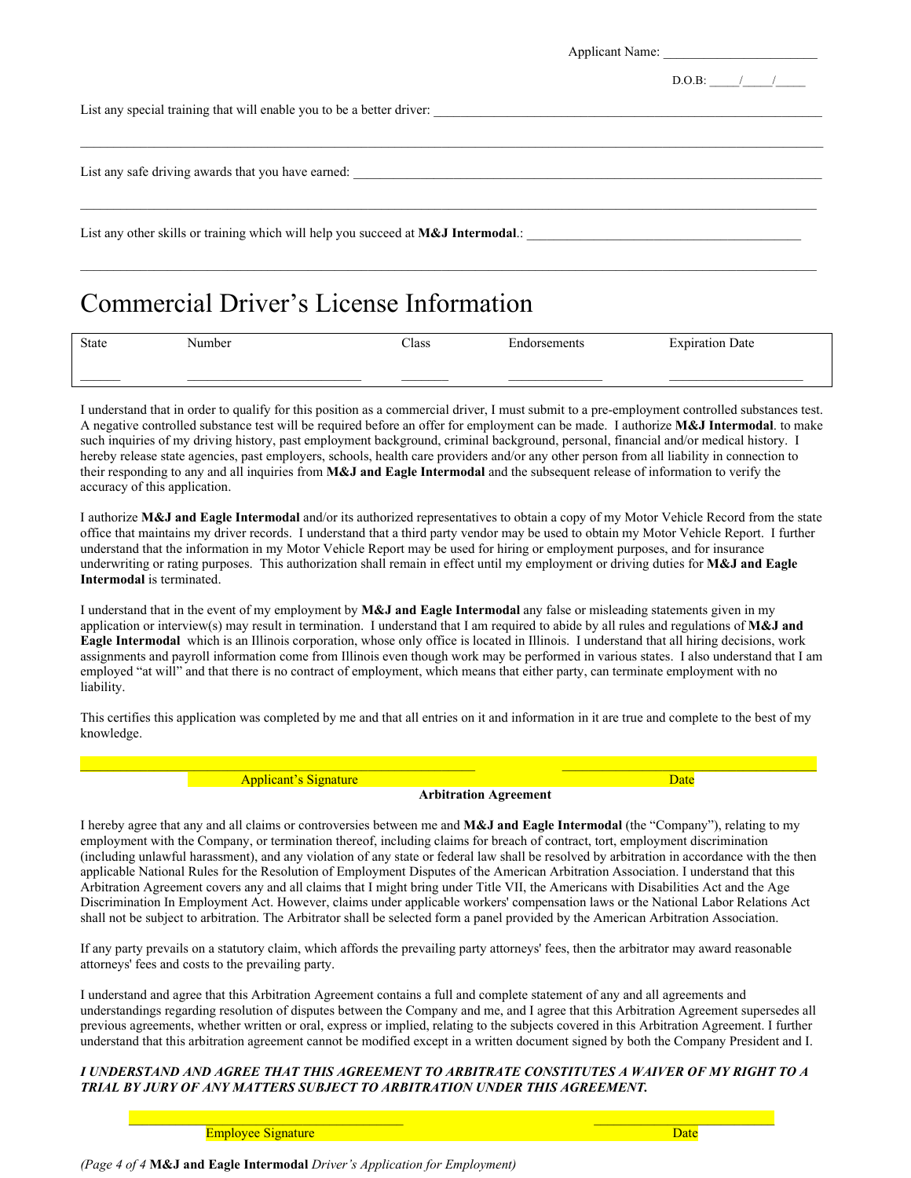Applicant Name: _______________________

D.O.B: _____/_____/_____

List any special training that will enable you to be a better driver: ____________________________________________________________

______________________________________________________________________________________________________________

List any safe driving awards that you have earned: ____________________________________________________________________________

______________________________________________________________________________________________________________

List any other skills or training which will help you succeed at **M&J Intermodal**.: __________________________________________

______________________________________________________________________________________________________________

# Commercial Driver's License Information

| State | Number | Class | Endorsements | Expiration Date |
|---|---|---|---|---|
| ______ | _________________________ | _______ | ______________ | ____________________ |

I understand that in order to qualify for this position as a commercial driver, I must submit to a pre-employment controlled substances test. A negative controlled substance test will be required before an offer for employment can be made. I authorize **M&J Intermodal**. to make such inquiries of my driving history, past employment background, criminal background, personal, financial and/or medical history. I hereby release state agencies, past employers, schools, health care providers and/or any other person from all liability in connection to their responding to any and all inquiries from **M&J and Eagle Intermodal** and the subsequent release of information to verify the accuracy of this application.

I authorize **M&J and Eagle Intermodal** and/or its authorized representatives to obtain a copy of my Motor Vehicle Record from the state office that maintains my driver records. I understand that a third party vendor may be used to obtain my Motor Vehicle Report. I further understand that the information in my Motor Vehicle Report may be used for hiring or employment purposes, and for insurance underwriting or rating purposes. This authorization shall remain in effect until my employment or driving duties for **M&J and Eagle Intermodal** is terminated.

I understand that in the event of my employment by **M&J and Eagle Intermodal** any false or misleading statements given in my application or interview(s) may result in termination. I understand that I am required to abide by all rules and regulations of **M&J and Eagle Intermodal** which is an Illinois corporation, whose only office is located in Illinois. I understand that all hiring decisions, work assignments and payroll information come from Illinois even though work may be performed in various states. I also understand that I am employed "at will" and that there is no contract of employment, which means that either party, can terminate employment with no liability.

This certifies this application was completed by me and that all entries on it and information in it are true and complete to the best of my knowledge.

_____________________________________________ _____________________________

Applicant's Signature Date

**Arbitration Agreement**

I hereby agree that any and all claims or controversies between me and **M&J and Eagle Intermodal** (the "Company"), relating to my employment with the Company, or termination thereof, including claims for breach of contract, tort, employment discrimination (including unlawful harassment), and any violation of any state or federal law shall be resolved by arbitration in accordance with the then applicable National Rules for the Resolution of Employment Disputes of the American Arbitration Association. I understand that this Arbitration Agreement covers any and all claims that I might bring under Title VII, the Americans with Disabilities Act and the Age Discrimination In Employment Act. However, claims under applicable workers' compensation laws or the National Labor Relations Act shall not be subject to arbitration. The Arbitrator shall be selected form a panel provided by the American Arbitration Association.

If any party prevails on a statutory claim, which affords the prevailing party attorneys' fees, then the arbitrator may award reasonable attorneys' fees and costs to the prevailing party.

I understand and agree that this Arbitration Agreement contains a full and complete statement of any and all agreements and understandings regarding resolution of disputes between the Company and me, and I agree that this Arbitration Agreement supersedes all previous agreements, whether written or oral, express or implied, relating to the subjects covered in this Arbitration Agreement. I further understand that this arbitration agreement cannot be modified except in a written document signed by both the Company President and I.

***I UNDERSTAND AND AGREE THAT THIS AGREEMENT TO ARBITRATE CONSTITUTES A WAIVER OF MY RIGHT TO A TRIAL BY JURY OF ANY MATTERS SUBJECT TO ARBITRATION UNDER THIS AGREEMENT.***

_________________________________ _____________________________

Employee Signature Date

*(Page 4 of 4* **M&J and Eagle Intermodal** *Driver's Application for Employment)*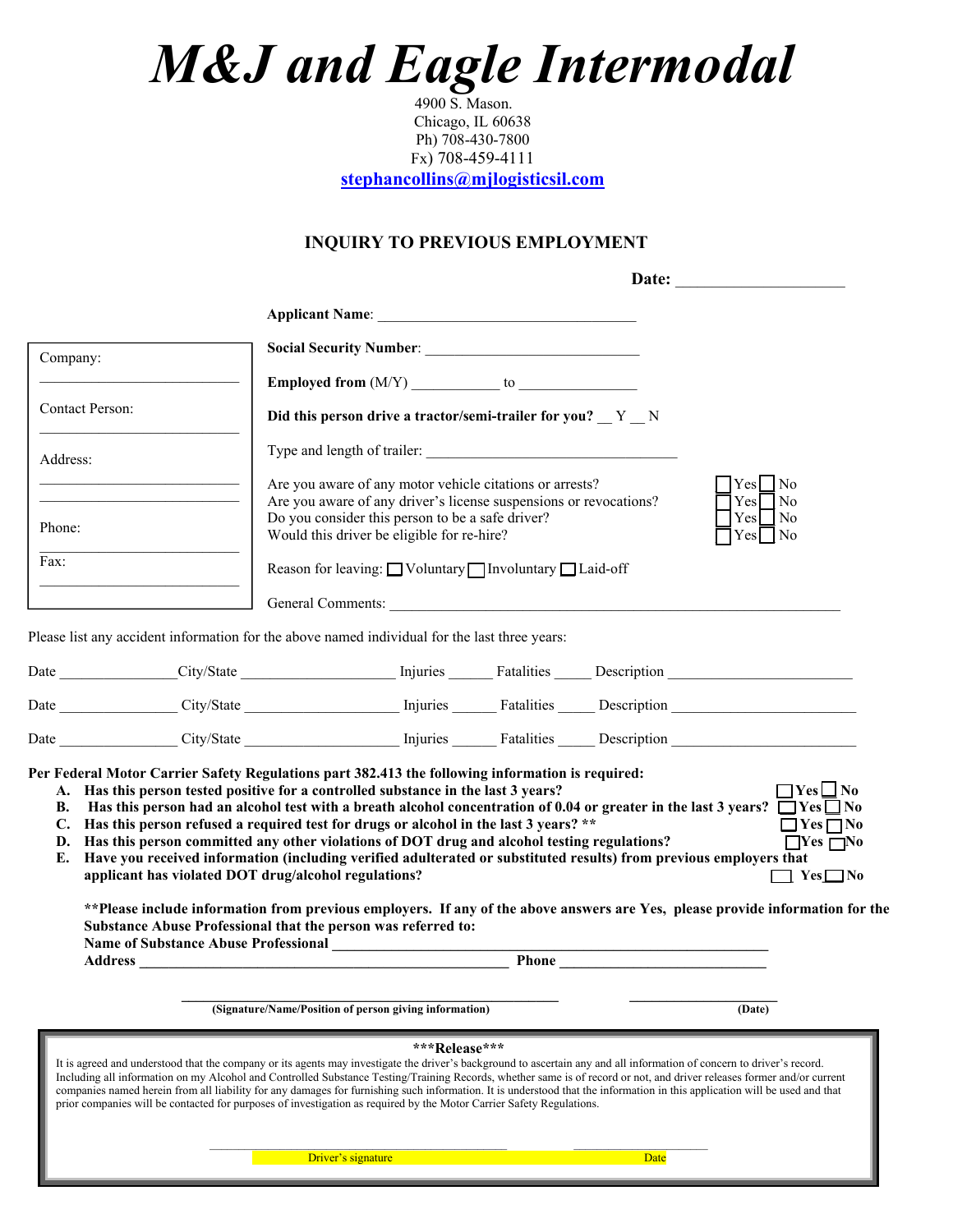# *M&J and Eagle Intermodal*

4900 S. Mason.
Chicago, IL 60638
Ph) 708-430-7800
Fx) 708-459-4111
**stephancollins@mjlogisticsil.com**

## INQUIRY TO PREVIOUS EMPLOYMENT

**Date:** ____________________

**Applicant Name**: ___________________________________

Company: ___________________________

Contact Person: ___________________________

Address: ___________________________
___________________________

Phone: ___________________________

Fax: ___________________________

**Social Security Number**: _____________________________

**Employed from** (M/Y) ___________ to _______________

**Did this person drive a tractor/semi-trailer for you?** __ Y __ N

Type and length of trailer: _________________________________

Are you aware of any motor vehicle citations or arrests? ☐ Yes ☐ No
Are you aware of any driver's license suspensions or revocations? ☐ Yes ☐ No
Do you consider this person to be a safe driver? ☐ Yes ☐ No
Would this driver be eligible for re-hire? ☐ Yes ☐ No

Reason for leaving: ☐ Voluntary ☐ Involuntary ☐ Laid-off

General Comments: ____________________________________________________________

Please list any accident information for the above named individual for the last three years:

Date _______________ City/State ____________________ Injuries ______ Fatalities _____ Description ________________________

Date _______________ City/State ____________________ Injuries ______ Fatalities _____ Description ________________________

Date _______________ City/State ____________________ Injuries ______ Fatalities _____ Description ________________________

**Per Federal Motor Carrier Safety Regulations part 382.413 the following information is required:**

- **A. Has this person tested positive for a controlled substance in the last 3 years?** ☐ **Yes** ☐ **No**
- **B. Has this person had an alcohol test with a breath alcohol concentration of 0.04 or greater in the last 3 years?** ☐ **Yes** ☐ **No**
- **C. Has this person refused a required test for drugs or alcohol in the last 3 years? \*\*** ☐ **Yes** ☐ **No**
- **D. Has this person committed any other violations of DOT drug and alcohol testing regulations?** ☐ **Yes** ☐ **No**
- **E. Have you received information (including verified adulterated or substituted results) from previous employers that applicant has violated DOT drug/alcohol regulations?** ☐ **Yes** ☐ **No**

**\*\*Please include information from previous employers. If any of the above answers are Yes, please provide information for the Substance Abuse Professional that the person was referred to:**
**Name of Substance Abuse Professional** ________________________________________________________
**Address** ________________________________________________ **Phone** ___________________________

_____________________________________________________ ____________________
**(Signature/Name/Position of person giving information)** **(Date)**

**\*\*\*Release\*\*\***

It is agreed and understood that the company or its agents may investigate the driver's background to ascertain any and all information of concern to driver's record. Including all information on my Alcohol and Controlled Substance Testing/Training Records, whether same is of record or not, and driver releases former and/or current companies named herein from all liability for any damages for furnishing such information. It is understood that the information in this application will be used and that prior companies will be contacted for purposes of investigation as required by the Motor Carrier Safety Regulations.

_____________________________________________ ____________________
Driver's signature Date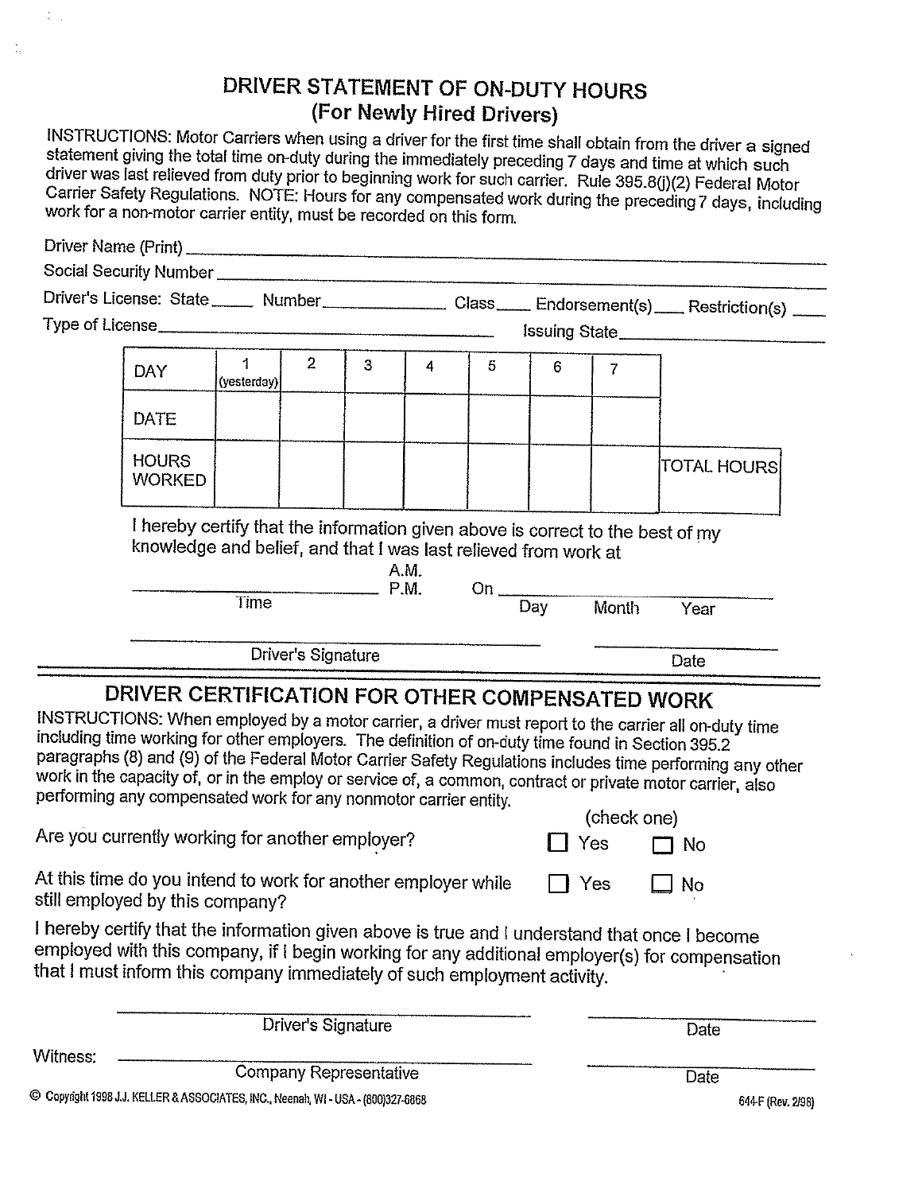# DRIVER STATEMENT OF ON-DUTY HOURS
## (For Newly Hired Drivers)

INSTRUCTIONS: Motor Carriers when using a driver for the first time shall obtain from the driver a signed statement giving the total time on-duty during the immediately preceding 7 days and time at which such driver was last relieved from duty prior to beginning work for such carrier. Rule 395.8(j)(2) Federal Motor Carrier Safety Regulations. NOTE: Hours for any compensated work during the preceding 7 days, including work for a non-motor carrier entity, must be recorded on this form.

Driver Name (Print) ______________________________

Social Security Number ______________________________

Driver's License: State _____ Number ______________ Class ____ Endorsement(s) ____ Restriction(s) ____

Type of License ______________________________ Issuing State ______________

| DAY | 1 (yesterday) | 2 | 3 | 4 | 5 | 6 | 7 | |
|---|---|---|---|---|---|---|---|---|
| DATE | | | | | | | | |
| HOURS WORKED | | | | | | | | TOTAL HOURS |

I hereby certify that the information given above is correct to the best of my knowledge and belief, and that I was last relieved from work at

______________________ A.M. / P.M. On ______________________
Time Day Month Year

______________________________ ______________
Driver's Signature Date

---

## DRIVER CERTIFICATION FOR OTHER COMPENSATED WORK

INSTRUCTIONS: When employed by a motor carrier, a driver must report to the carrier all on-duty time including time working for other employers. The definition of on-duty time found in Section 395.2 paragraphs (8) and (9) of the Federal Motor Carrier Safety Regulations includes time performing any other work in the capacity of, or in the employ or service of, a common, contract or private motor carrier, also performing any compensated work for any nonmotor carrier entity.

(check one)

Are you currently working for another employer? ☐ Yes ☐ No

At this time do you intend to work for another employer while still employed by this company? ☐ Yes ☐ No

I hereby certify that the information given above is true and I understand that once I become employed with this company, if I begin working for any additional employer(s) for compensation that I must inform this company immediately of such employment activity.

______________________________ ______________
Driver's Signature Date

Witness: ______________________________ ______________
Company Representative Date

© Copyright 1998 J.J. KELLER & ASSOCIATES, INC., Neenah, WI - USA - (800)327-6868 644-F (Rev. 2/98)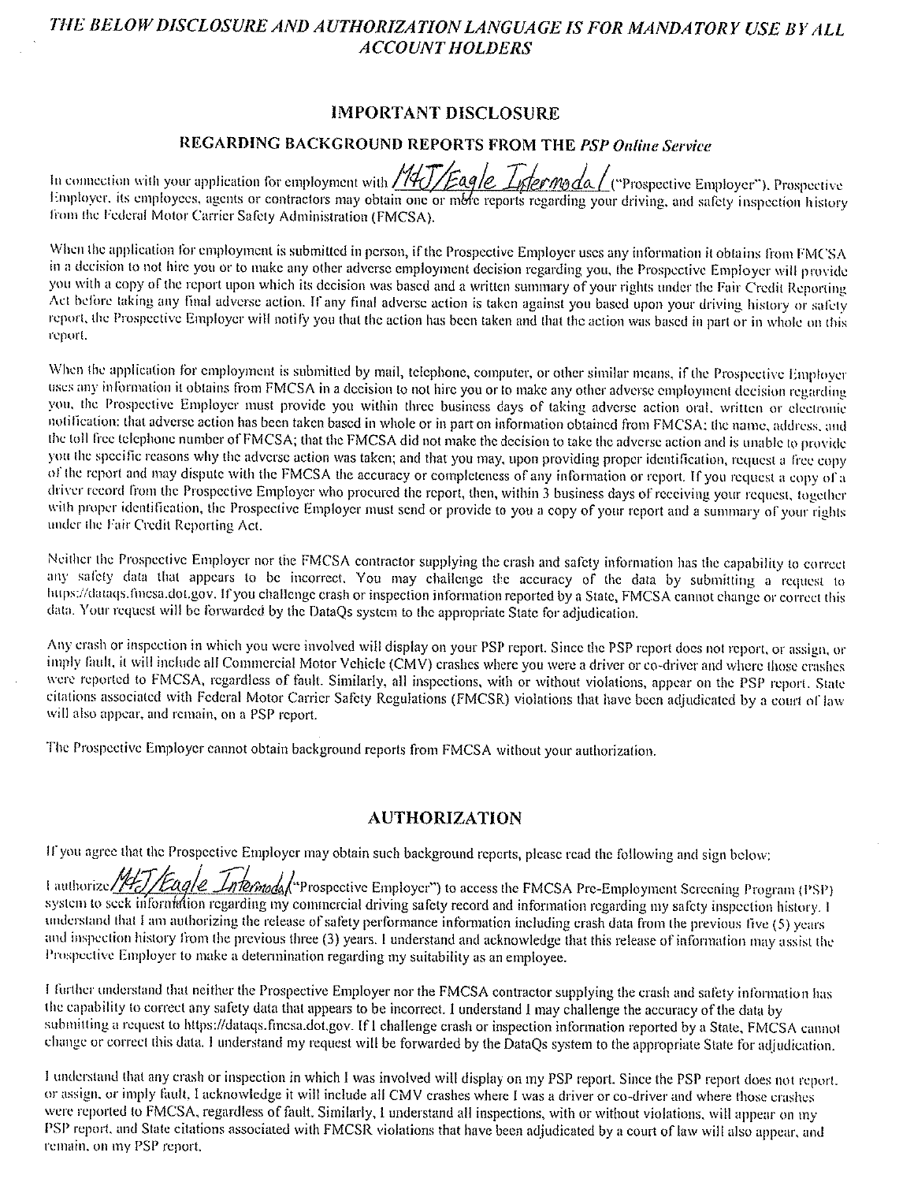*THE BELOW DISCLOSURE AND AUTHORIZATION LANGUAGE IS FOR MANDATORY USE BY ALL ACCOUNT HOLDERS*

## IMPORTANT DISCLOSURE

### REGARDING BACKGROUND REPORTS FROM THE *PSP Online Service*

In connection with your application for employment with M&J/Eagle Intermodal ("Prospective Employer"), Prospective Employer, its employees, agents or contractors may obtain one or more reports regarding your driving, and safety inspection history from the Federal Motor Carrier Safety Administration (FMCSA).

When the application for employment is submitted in person, if the Prospective Employer uses any information it obtains from FMCSA in a decision to not hire you or to make any other adverse employment decision regarding you, the Prospective Employer will provide you with a copy of the report upon which its decision was based and a written summary of your rights under the Fair Credit Reporting Act before taking any final adverse action. If any final adverse action is taken against you based upon your driving history or safety report, the Prospective Employer will notify you that the action has been taken and that the action was based in part or in whole on this report.

When the application for employment is submitted by mail, telephone, computer, or other similar means, if the Prospective Employer uses any information it obtains from FMCSA in a decision to not hire you or to make any other adverse employment decision regarding you, the Prospective Employer must provide you within three business days of taking adverse action oral, written or electronic notification: that adverse action has been taken based in whole or in part on information obtained from FMCSA; the name, address, and the toll free telephone number of FMCSA; that the FMCSA did not make the decision to take the adverse action and is unable to provide you the specific reasons why the adverse action was taken; and that you may, upon providing proper identification, request a free copy of the report and may dispute with the FMCSA the accuracy or completeness of any information or report. If you request a copy of a driver record from the Prospective Employer who procured the report, then, within 3 business days of receiving your request, together with proper identification, the Prospective Employer must send or provide to you a copy of your report and a summary of your rights under the Fair Credit Reporting Act.

Neither the Prospective Employer nor the FMCSA contractor supplying the crash and safety information has the capability to correct any safety data that appears to be incorrect. You may challenge the accuracy of the data by submitting a request to https://dataqs.fmcsa.dot.gov. If you challenge crash or inspection information reported by a State, FMCSA cannot change or correct this data. Your request will be forwarded by the DataQs system to the appropriate State for adjudication.

Any crash or inspection in which you were involved will display on your PSP report. Since the PSP report does not report, or assign, or imply fault, it will include all Commercial Motor Vehicle (CMV) crashes where you were a driver or co-driver and where those crashes were reported to FMCSA, regardless of fault. Similarly, all inspections, with or without violations, appear on the PSP report. State citations associated with Federal Motor Carrier Safety Regulations (FMCSR) violations that have been adjudicated by a court of law will also appear, and remain, on a PSP report.

The Prospective Employer cannot obtain background reports from FMCSA without your authorization.

## AUTHORIZATION

If you agree that the Prospective Employer may obtain such background reports, please read the following and sign below:

I authorize M&J/Eagle Intermodal ("Prospective Employer") to access the FMCSA Pre-Employment Screening Program (PSP) system to seek information regarding my commercial driving safety record and information regarding my safety inspection history. I understand that I am authorizing the release of safety performance information including crash data from the previous five (5) years and inspection history from the previous three (3) years. I understand and acknowledge that this release of information may assist the Prospective Employer to make a determination regarding my suitability as an employee.

I further understand that neither the Prospective Employer nor the FMCSA contractor supplying the crash and safety information has the capability to correct any safety data that appears to be incorrect. I understand I may challenge the accuracy of the data by submitting a request to https://dataqs.fmcsa.dot.gov. If I challenge crash or inspection information reported by a State, FMCSA cannot change or correct this data. I understand my request will be forwarded by the DataQs system to the appropriate State for adjudication.

I understand that any crash or inspection in which I was involved will display on my PSP report. Since the PSP report does not report, or assign, or imply fault, I acknowledge it will include all CMV crashes where I was a driver or co-driver and where those crashes were reported to FMCSA, regardless of fault. Similarly, I understand all inspections, with or without violations, will appear on my PSP report, and State citations associated with FMCSR violations that have been adjudicated by a court of law will also appear, and remain, on my PSP report.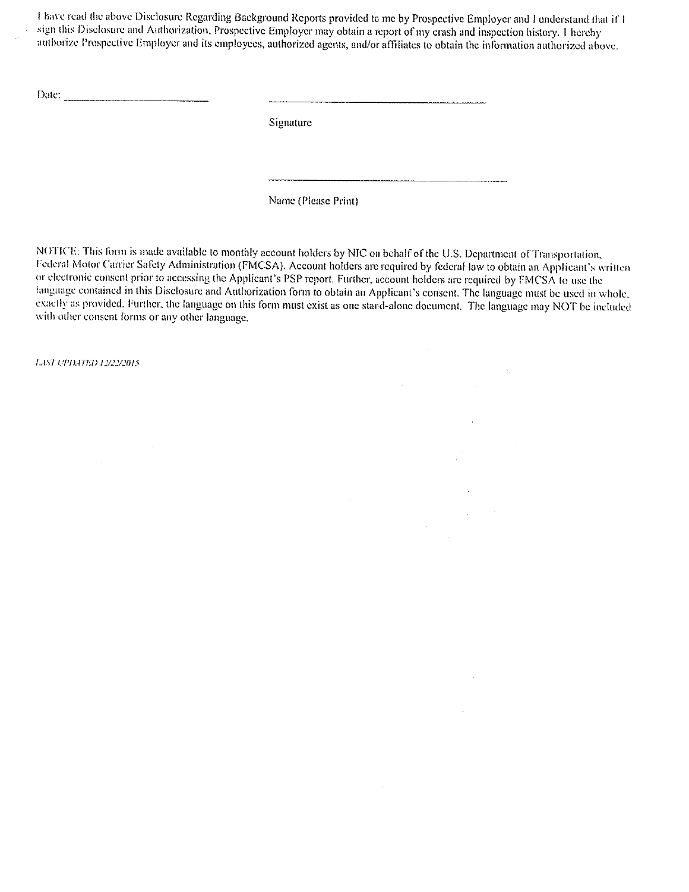I have read the above Disclosure Regarding Background Reports provided to me by Prospective Employer and I understand that if I sign this Disclosure and Authorization, Prospective Employer may obtain a report of my crash and inspection history. I hereby authorize Prospective Employer and its employees, authorized agents, and/or affiliates to obtain the information authorized above.

Date: ___________________________

_______________________________________

Signature

_______________________________________

Name (Please Print)

NOTICE: This form is made available to monthly account holders by NIC on behalf of the U.S. Department of Transportation, Federal Motor Carrier Safety Administration (FMCSA). Account holders are required by federal law to obtain an Applicant's written or electronic consent prior to accessing the Applicant's PSP report. Further, account holders are required by FMCSA to use the language contained in this Disclosure and Authorization form to obtain an Applicant's consent. The language must be used in whole, exactly as provided. Further, the language on this form must exist as one stand-alone document. The language may NOT be included with other consent forms or any other language.

*LAST UPDATED 12/22/2015*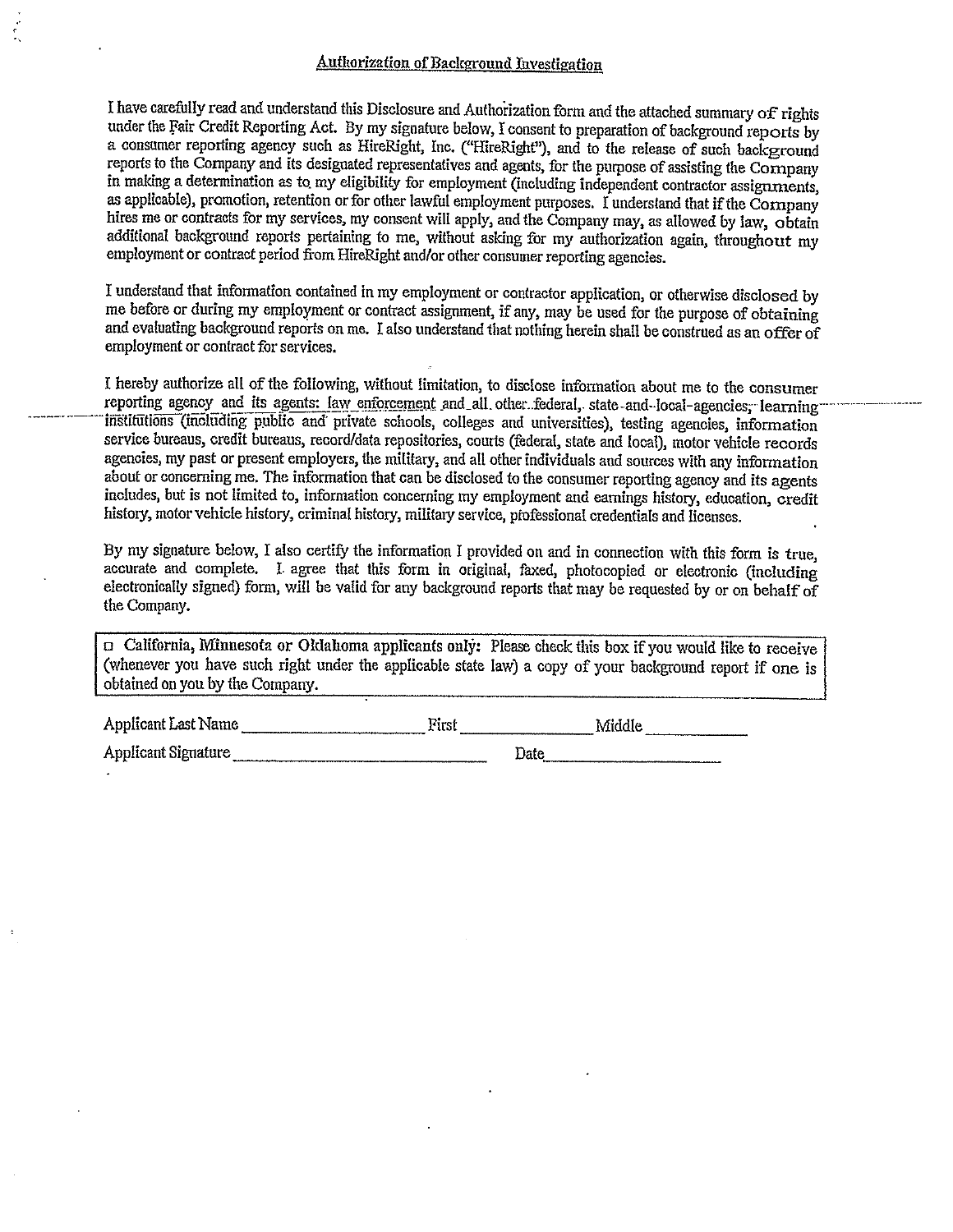## Authorization of Background Investigation

I have carefully read and understand this Disclosure and Authorization form and the attached summary of rights under the Fair Credit Reporting Act. By my signature below, I consent to preparation of background reports by a consumer reporting agency such as HireRight, Inc. ("HireRight"), and to the release of such background reports to the Company and its designated representatives and agents, for the purpose of assisting the Company in making a determination as to my eligibility for employment (including independent contractor assignments, as applicable), promotion, retention or for other lawful employment purposes. I understand that if the Company hires me or contracts for my services, my consent will apply, and the Company may, as allowed by law, obtain additional background reports pertaining to me, without asking for my authorization again, throughout my employment or contract period from HireRight and/or other consumer reporting agencies.

I understand that information contained in my employment or contractor application, or otherwise disclosed by me before or during my employment or contract assignment, if any, may be used for the purpose of obtaining and evaluating background reports on me. I also understand that nothing herein shall be construed as an offer of employment or contract for services.

I hereby authorize all of the following, without limitation, to disclose information about me to the consumer reporting agency and its agents: law enforcement and all other federal, state and local agencies, learning institutions (including public and private schools, colleges and universities), testing agencies, information service bureaus, credit bureaus, record/data repositories, courts (federal, state and local), motor vehicle records agencies, my past or present employers, the military, and all other individuals and sources with any information about or concerning me. The information that can be disclosed to the consumer reporting agency and its agents includes, but is not limited to, information concerning my employment and earnings history, education, credit history, motor vehicle history, criminal history, military service, professional credentials and licenses.

By my signature below, I also certify the information I provided on and in connection with this form is true, accurate and complete. I agree that this form in original, faxed, photocopied or electronic (including electronically signed) form, will be valid for any background reports that may be requested by or on behalf of the Company.

☐ **California, Minnesota or Oklahoma applicants only:** Please check this box if you would like to receive (whenever you have such right under the applicable state law) a copy of your background report if one is obtained on you by the Company.

Applicant Last Name ____________________ First ______________ Middle ___________

Applicant Signature ____________________________ Date____________________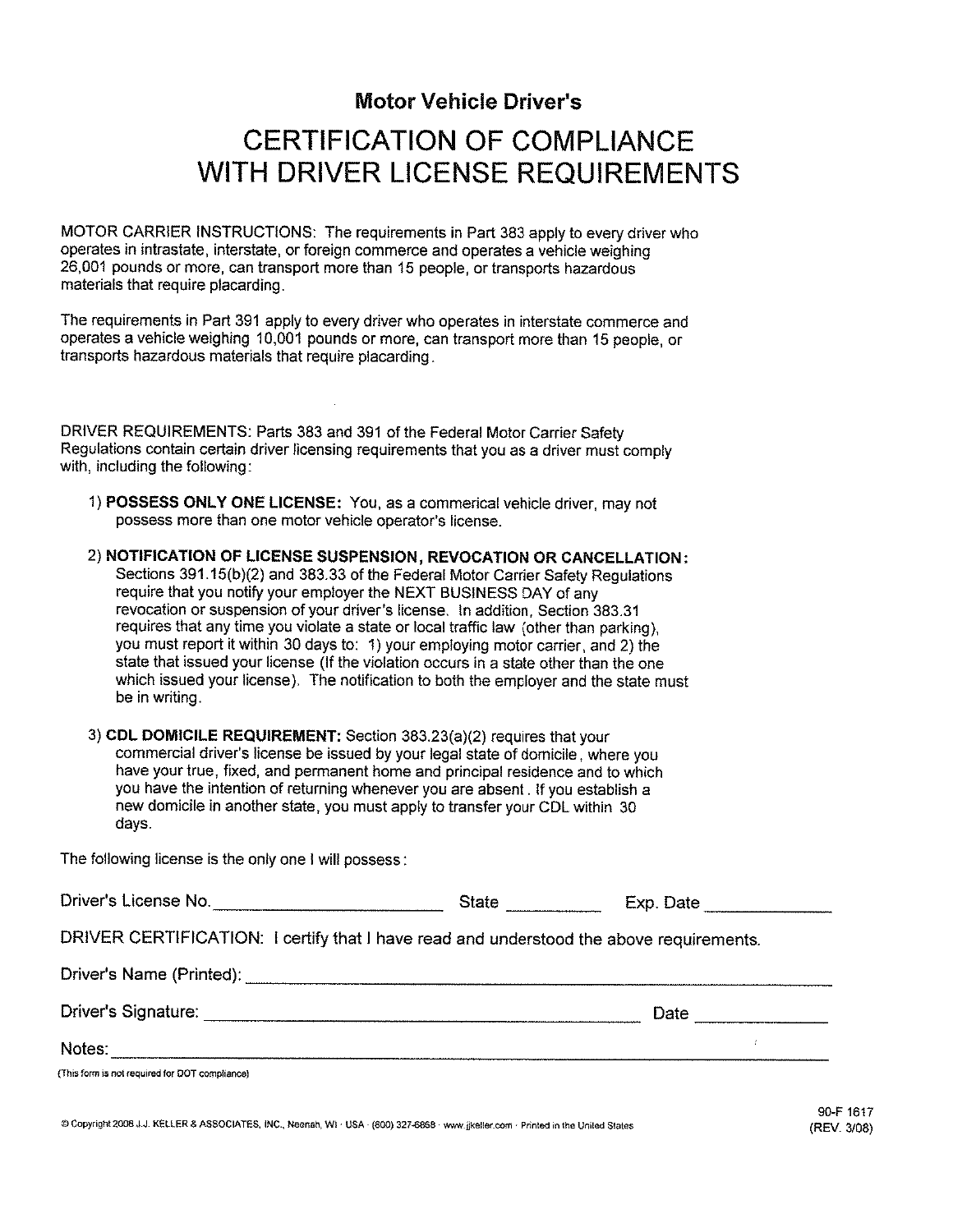## Motor Vehicle Driver's

# CERTIFICATION OF COMPLIANCE WITH DRIVER LICENSE REQUIREMENTS

MOTOR CARRIER INSTRUCTIONS: The requirements in Part 383 apply to every driver who operates in intrastate, interstate, or foreign commerce and operates a vehicle weighing 26,001 pounds or more, can transport more than 15 people, or transports hazardous materials that require placarding.

The requirements in Part 391 apply to every driver who operates in interstate commerce and operates a vehicle weighing 10,001 pounds or more, can transport more than 15 people, or transports hazardous materials that require placarding.

DRIVER REQUIREMENTS: Parts 383 and 391 of the Federal Motor Carrier Safety Regulations contain certain driver licensing requirements that you as a driver must comply with, including the following:

1) **POSSESS ONLY ONE LICENSE:** You, as a commerical vehicle driver, may not possess more than one motor vehicle operator's license.

2) **NOTIFICATION OF LICENSE SUSPENSION, REVOCATION OR CANCELLATION:** Sections 391.15(b)(2) and 383.33 of the Federal Motor Carrier Safety Regulations require that you notify your employer the NEXT BUSINESS DAY of any revocation or suspension of your driver's license. In addition, Section 383.31 requires that any time you violate a state or local traffic law (other than parking), you must report it within 30 days to: 1) your employing motor carrier, and 2) the state that issued your license (If the violation occurs in a state other than the one which issued your license). The notification to both the employer and the state must be in writing.

3) **CDL DOMICILE REQUIREMENT:** Section 383.23(a)(2) requires that your commercial driver's license be issued by your legal state of domicile, where you have your true, fixed, and permanent home and principal residence and to which you have the intention of returning whenever you are absent. If you establish a new domicile in another state, you must apply to transfer your CDL within 30 days.

The following license is the only one I will possess:

Driver's License No. ________________________ State __________ Exp. Date ______________

DRIVER CERTIFICATION: I certify that I have read and understood the above requirements.

Driver's Name (Printed): ____________________________________________________________

Driver's Signature: ______________________________________________ Date ______________

Notes: _____________________________________________________________________________

(This form is not required for DOT compliance)

© Copyright 2008 J.J. KELLER & ASSOCIATES, INC., Neenah, WI · USA · (800) 327-6868 · www.jjkeller.com · Printed in the United States

90-F 1617
(REV. 3/08)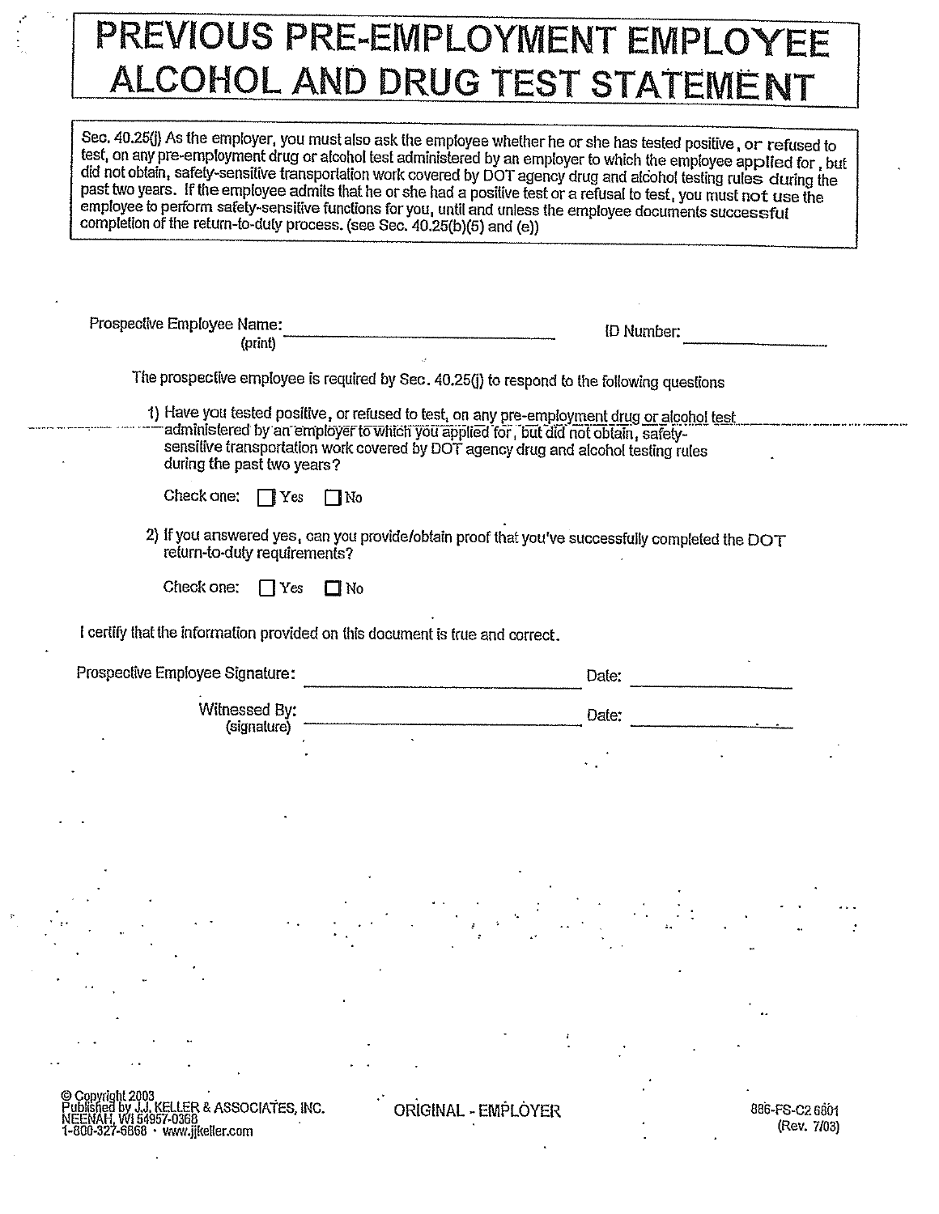# PREVIOUS PRE-EMPLOYMENT EMPLOYEE ALCOHOL AND DRUG TEST STATEMENT

Sec. 40.25(j) As the employer, you must also ask the employee whether he or she has tested positive, or refused to test, on any pre-employment drug or alcohol test administered by an employer to which the employee applied for, but did not obtain, safety-sensitive transportation work covered by DOT agency drug and alcohol testing rules during the past two years. If the employee admits that he or she had a positive test or a refusal to test, you must not use the employee to perform safety-sensitive functions for you, until and unless the employee documents successful completion of the return-to-duty process. (see Sec. 40.25(b)(5) and (e))

Prospective Employee Name: ______________________________ ID Number: ______________
(print)

The prospective employee is required by Sec. 40.25(j) to respond to the following questions

1) Have you tested positive, or refused to test, on any pre-employment drug or alcohol test administered by an employer to which you applied for, but did not obtain, safety-sensitive transportation work covered by DOT agency drug and alcohol testing rules during the past two years?

   Check one: ☐ Yes ☐ No

2) If you answered yes, can you provide/obtain proof that you've successfully completed the DOT return-to-duty requirements?

   Check one: ☐ Yes ☐ No

I certify that the information provided on this document is true and correct.

Prospective Employee Signature: ______________________________ Date: ______________

Witnessed By: ______________________________ Date: ______________
(signature)

© Copyright 2003
Published by J.J. KELLER & ASSOCIATES, INC.
NEENAH, WI 54957-0368
1-800-327-6868 · www.jjkeller.com

ORIGINAL - EMPLOYER

886-FS-C2 6801
(Rev. 7/03)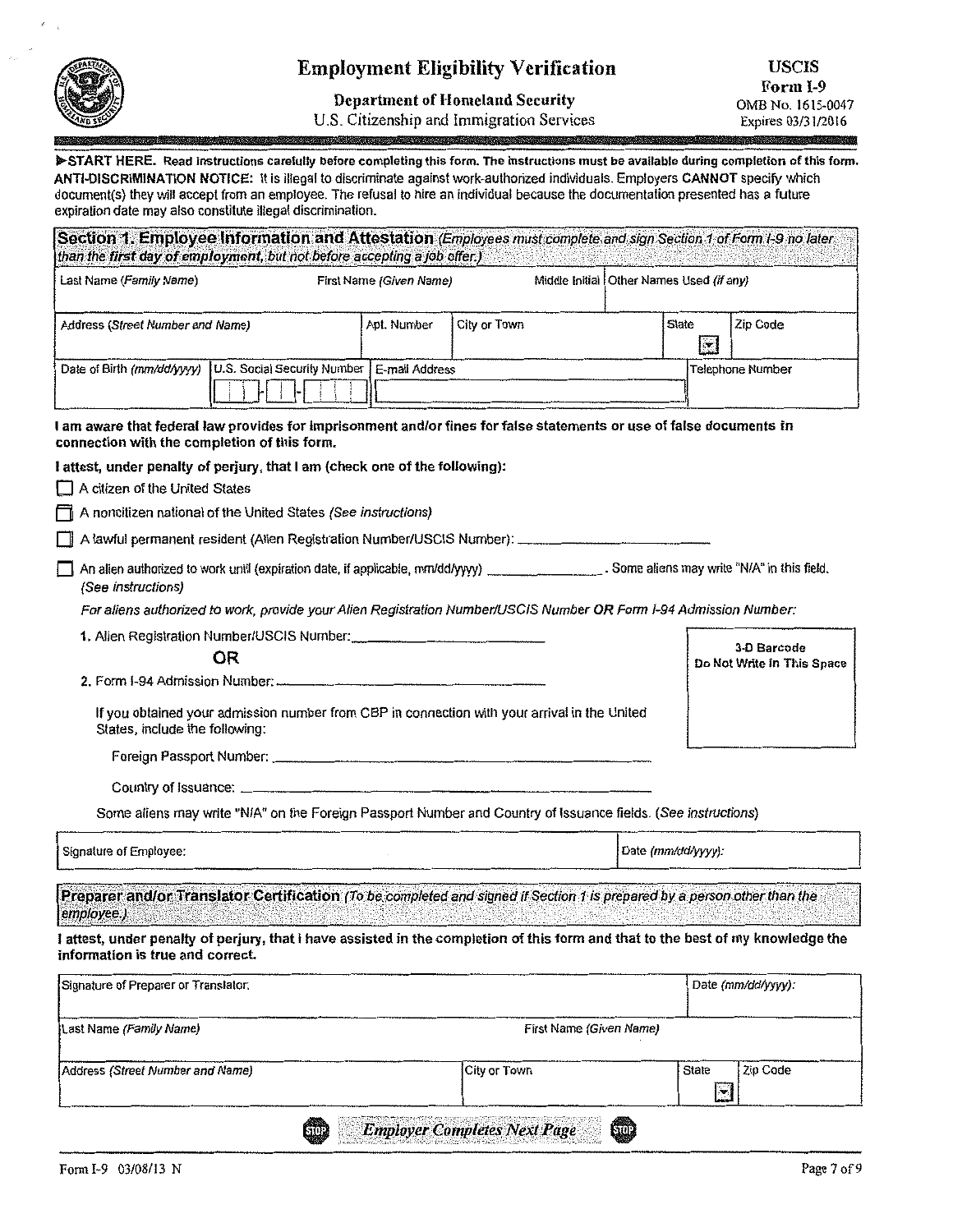# Employment Eligibility Verification

**Department of Homeland Security**
U.S. Citizenship and Immigration Services

**USCIS**
**Form I-9**
OMB No. 1615-0047
Expires 03/31/2016

**▶START HERE.** Read instructions carefully before completing this form. The instructions must be available during completion of this form.

**ANTI-DISCRIMINATION NOTICE:** It is illegal to discriminate against work-authorized individuals. Employers **CANNOT** specify which document(s) they will accept from an employee. The refusal to hire an individual because the documentation presented has a future expiration date may also constitute illegal discrimination.

## Section 1. Employee Information and Attestation *(Employees must complete and sign Section 1 of Form I-9 no later than the **first day of employment**, but not before accepting a job offer.)*

| Last Name *(Family Name)* | First Name *(Given Name)* | Middle Initial | Other Names Used *(if any)* |
|---|---|---|---|
| | | | |

| Address *(Street Number and Name)* | Apt. Number | City or Town | State | Zip Code |
|---|---|---|---|---|
| | | | | |

| Date of Birth *(mm/dd/yyyy)* | U.S. Social Security Number | E-mail Address | Telephone Number |
|---|---|---|---|
| | - - | | |

**I am aware that federal law provides for imprisonment and/or fines for false statements or use of false documents in connection with the completion of this form.**

**I attest, under penalty of perjury, that I am (check one of the following):**

☐ A citizen of the United States

☐ A noncitizen national of the United States *(See instructions)*

☐ A lawful permanent resident (Alien Registration Number/USCIS Number): ____________________

☐ An alien authorized to work until (expiration date, if applicable, mm/dd/yyyy) ______________. Some aliens may write "N/A" in this field. *(See instructions)*

*For aliens authorized to work, provide your Alien Registration Number/USCIS Number **OR** Form I-94 Admission Number:*

1. Alien Registration Number/USCIS Number: ____________________

**OR**

2. Form I-94 Admission Number: ____________________

If you obtained your admission number from CBP in connection with your arrival in the United States, include the following:

Foreign Passport Number: ____________________

Country of Issuance: ____________________

Some aliens may write "N/A" on the Foreign Passport Number and Country of Issuance fields. *(See instructions)*

3-D Barcode
Do Not Write in This Space

| Signature of Employee: | Date *(mm/dd/yyyy)*: |
|---|---|
| | |

## Preparer and/or Translator Certification *(To be completed and signed if Section 1 is prepared by a person other than the employee.)*

**I attest, under penalty of perjury, that I have assisted in the completion of this form and that to the best of my knowledge the information is true and correct.**

| Signature of Preparer or Translator: | Date *(mm/dd/yyyy)*: |
|---|---|
| | |

| Last Name *(Family Name)* | First Name *(Given Name)* |
|---|---|
| | |

| Address *(Street Number and Name)* | City or Town | State | Zip Code |
|---|---|---|---|
| | | | |

**STOP** *Employer Completes Next Page* **STOP**

Form I-9 03/08/13 N